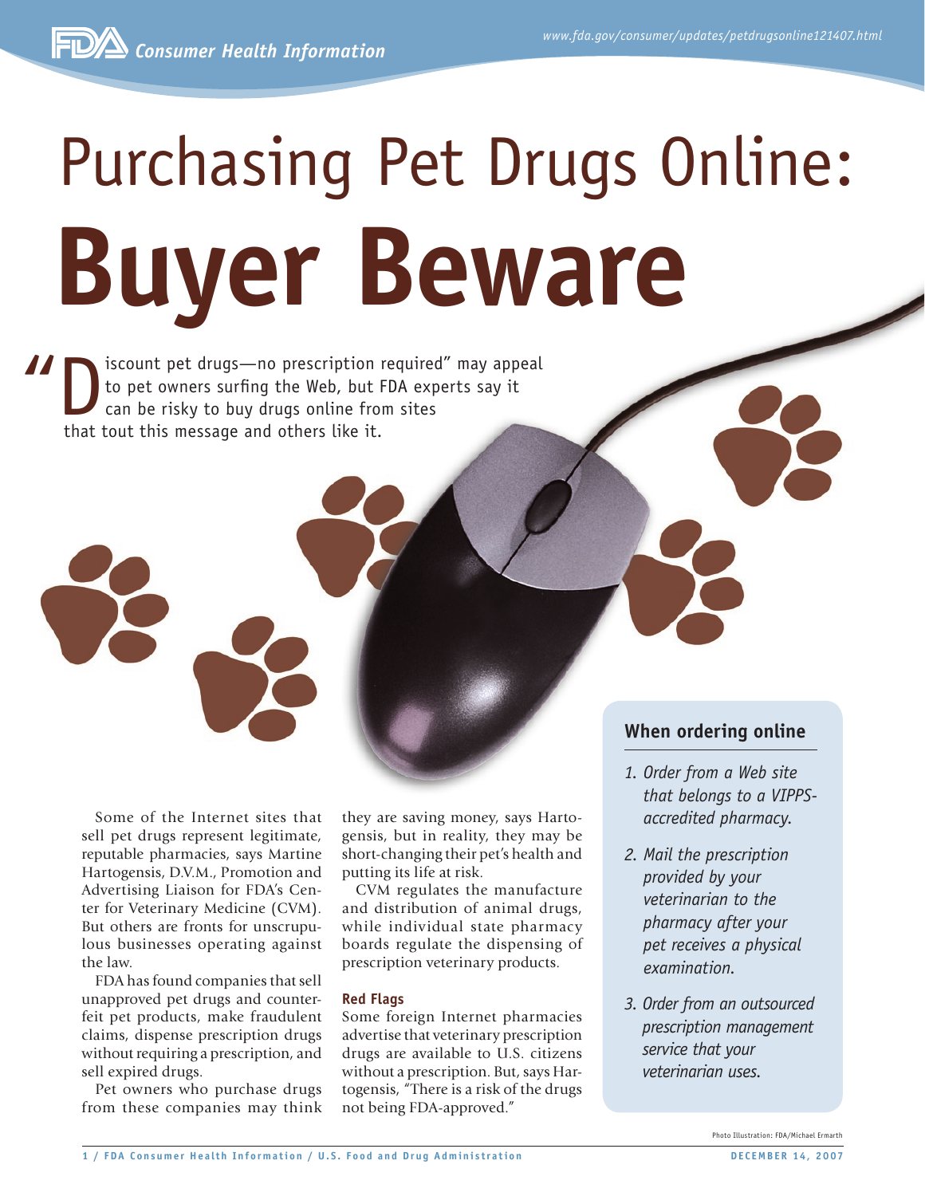# Purchasing Pet Drugs Online: Buyer Beware

"Discount pet drugs—no prescription required" may appeal to pet owners surfing the Web, but FDA experts say it can be risky to buy drugs online from sites that tout this message and others like it.

Some of the Internet sites that sell pet drugs represent legitimate, reputable pharmacies, says Martine Hartogensis, D.V.M., Promotion and Advertising Liaison for FDA's Center for Veterinary Medicine (CVM). But others are fronts for unscrupulous businesses operating against the law.

FDA has found companies that sell unapproved pet drugs and counterfeit pet products, make fraudulent claims, dispense prescription drugs without requiring a prescription, and sell expired drugs.

Pet owners who purchase drugs from these companies may think they are saving money, says Hartogensis, but in reality, they may be short-changing their pet's health and putting its life at risk.

CVM regulates the manufacture and distribution of animal drugs, while individual state pharmacy boards regulate the dispensing of prescription veterinary products.

### Red Flags

Some foreign Internet pharmacies advertise that veterinary prescription drugs are available to U.S. citizens without a prescription. But, says Hartogensis, "There is a risk of the drugs not being FDA-approved."

### When ordering online

1. *Order from a Web site that belongs to a VIPPS-accredited pharmacy.*
2. *Mail the prescription provided by your veterinarian to the pharmacy after your pet receives a physical examination.*
3. *Order from an outsourced prescription management service that your veterinarian uses.*

Photo Illustration: FDA/Michael Ermarth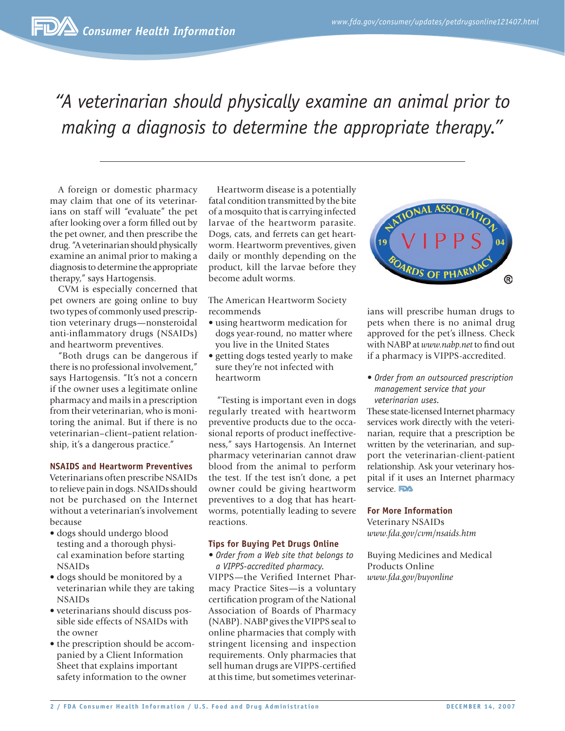*"A veterinarian should physically examine an animal prior to making a diagnosis to determine the appropriate therapy."*

---

A foreign or domestic pharmacy may claim that one of its veterinarians on staff will "evaluate" the pet after looking over a form filled out by the pet owner, and then prescribe the drug. "A veterinarian should physically examine an animal prior to making a diagnosis to determine the appropriate therapy," says Hartogensis.

CVM is especially concerned that pet owners are going online to buy two types of commonly used prescription veterinary drugs—nonsteroidal anti-inflammatory drugs (NSAIDs) and heartworm preventives.

"Both drugs can be dangerous if there is no professional involvement," says Hartogensis. "It's not a concern if the owner uses a legitimate online pharmacy and mails in a prescription from their veterinarian, who is monitoring the animal. But if there is no veterinarian–client–patient relationship, it's a dangerous practice."

### NSAIDS and Heartworm Preventives

Veterinarians often prescribe NSAIDs to relieve pain in dogs. NSAIDs should not be purchased on the Internet without a veterinarian's involvement because

- dogs should undergo blood testing and a thorough physical examination before starting NSAIDs
- dogs should be monitored by a veterinarian while they are taking NSAIDs
- veterinarians should discuss possible side effects of NSAIDs with the owner
- the prescription should be accompanied by a Client Information Sheet that explains important safety information to the owner

Heartworm disease is a potentially fatal condition transmitted by the bite of a mosquito that is carrying infected larvae of the heartworm parasite. Dogs, cats, and ferrets can get heartworm. Heartworm preventives, given daily or monthly depending on the product, kill the larvae before they become adult worms.

The American Heartworm Society recommends

- using heartworm medication for dogs year-round, no matter where you live in the United States
- getting dogs tested yearly to make sure they're not infected with heartworm

"Testing is important even in dogs regularly treated with heartworm preventive products due to the occasional reports of product ineffectiveness," says Hartogensis. An Internet pharmacy veterinarian cannot draw blood from the animal to perform the test. If the test isn't done, a pet owner could be giving heartworm preventives to a dog that has heartworms, potentially leading to severe reactions.

### Tips for Buying Pet Drugs Online

- *Order from a Web site that belongs to a VIPPS-accredited pharmacy.*

VIPPS—the Verified Internet Pharmacy Practice Sites—is a voluntary certification program of the National Association of Boards of Pharmacy (NABP). NABP gives the VIPPS seal to online pharmacies that comply with stringent licensing and inspection requirements. Only pharmacies that sell human drugs are VIPPS-certified at this time, but sometimes veterinarians will prescribe human drugs to pets when there is no animal drug approved for the pet's illness. Check with NABP at *www.nabp.net* to find out if a pharmacy is VIPPS-accredited.

- *Order from an outsourced prescription management service that your veterinarian uses.*

These state-licensed Internet pharmacy services work directly with the veterinarian, require that a prescription be written by the veterinarian, and support the veterinarian-client-patient relationship. Ask your veterinary hospital if it uses an Internet pharmacy service.

### For More Information

Veterinary NSAIDs
*www.fda.gov/cvm/nsaids.htm*

Buying Medicines and Medical Products Online
*www.fda.gov/buyonline*